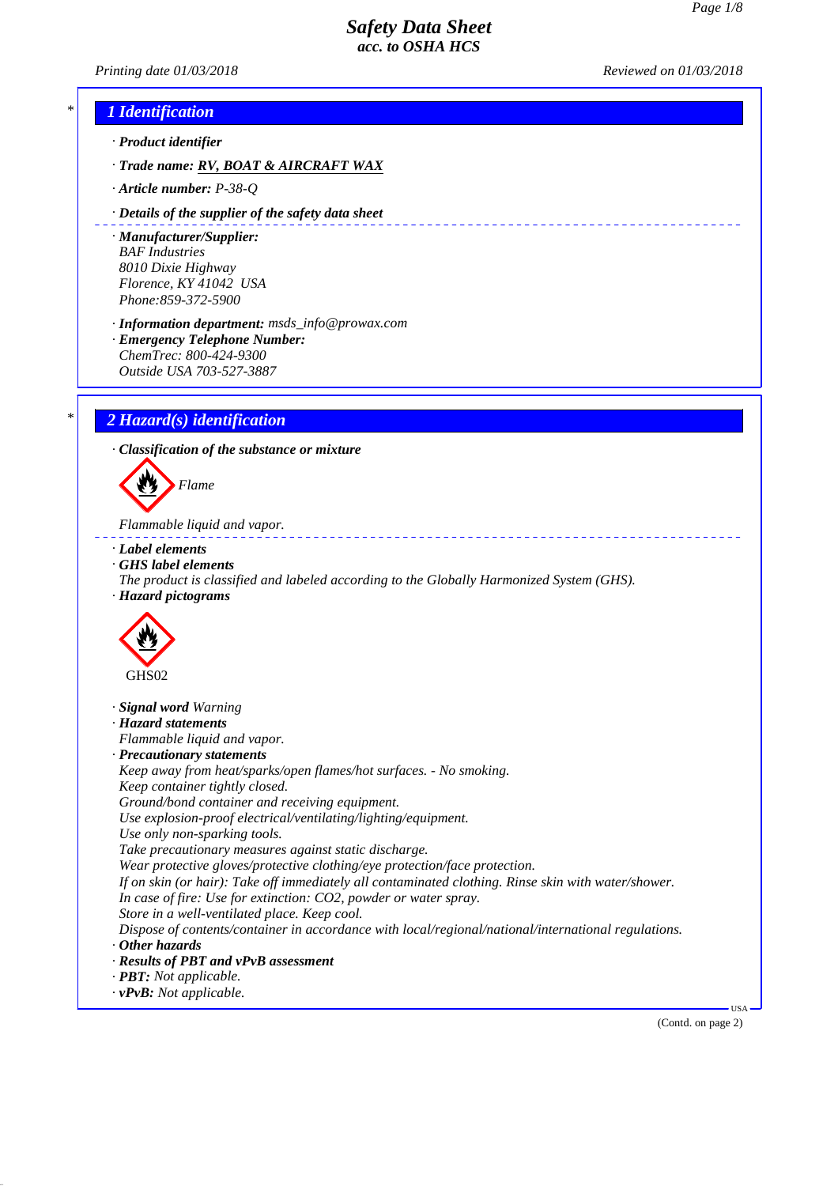# Safety Data Sheet
## acc. to OSHA HCS

Printing date 01/03/2018 Reviewed on 01/03/2018

## 1 Identification

· **Product identifier**

· **Trade name:** **RV, BOAT & AIRCRAFT WAX**

· **Article number:** P-38-Q

· **Details of the supplier of the safety data sheet**

· **Manufacturer/Supplier:**
BAF Industries
8010 Dixie Highway
Florence, KY 41042 USA
Phone:859-372-5900

· **Information department:** msds_info@prowax.com
· **Emergency Telephone Number:**
ChemTrec: 800-424-9300
Outside USA 703-527-3887

## 2 Hazard(s) identification

· **Classification of the substance or mixture**

Flame

Flammable liquid and vapor.

· **Label elements**
· **GHS label elements**
The product is classified and labeled according to the Globally Harmonized System (GHS).
· **Hazard pictograms**

GHS02

· **Signal word** Warning
· **Hazard statements**
Flammable liquid and vapor.
· **Precautionary statements**
Keep away from heat/sparks/open flames/hot surfaces. - No smoking.
Keep container tightly closed.
Ground/bond container and receiving equipment.
Use explosion-proof electrical/ventilating/lighting/equipment.
Use only non-sparking tools.
Take precautionary measures against static discharge.
Wear protective gloves/protective clothing/eye protection/face protection.
If on skin (or hair): Take off immediately all contaminated clothing. Rinse skin with water/shower.
In case of fire: Use for extinction: $CO_2$, powder or water spray.
Store in a well-ventilated place. Keep cool.
Dispose of contents/container in accordance with local/regional/national/international regulations.
· **Other hazards**
· **Results of PBT and vPvB assessment**
· **PBT:** Not applicable.
· **vPvB:** Not applicable.

(Contd. on page 2)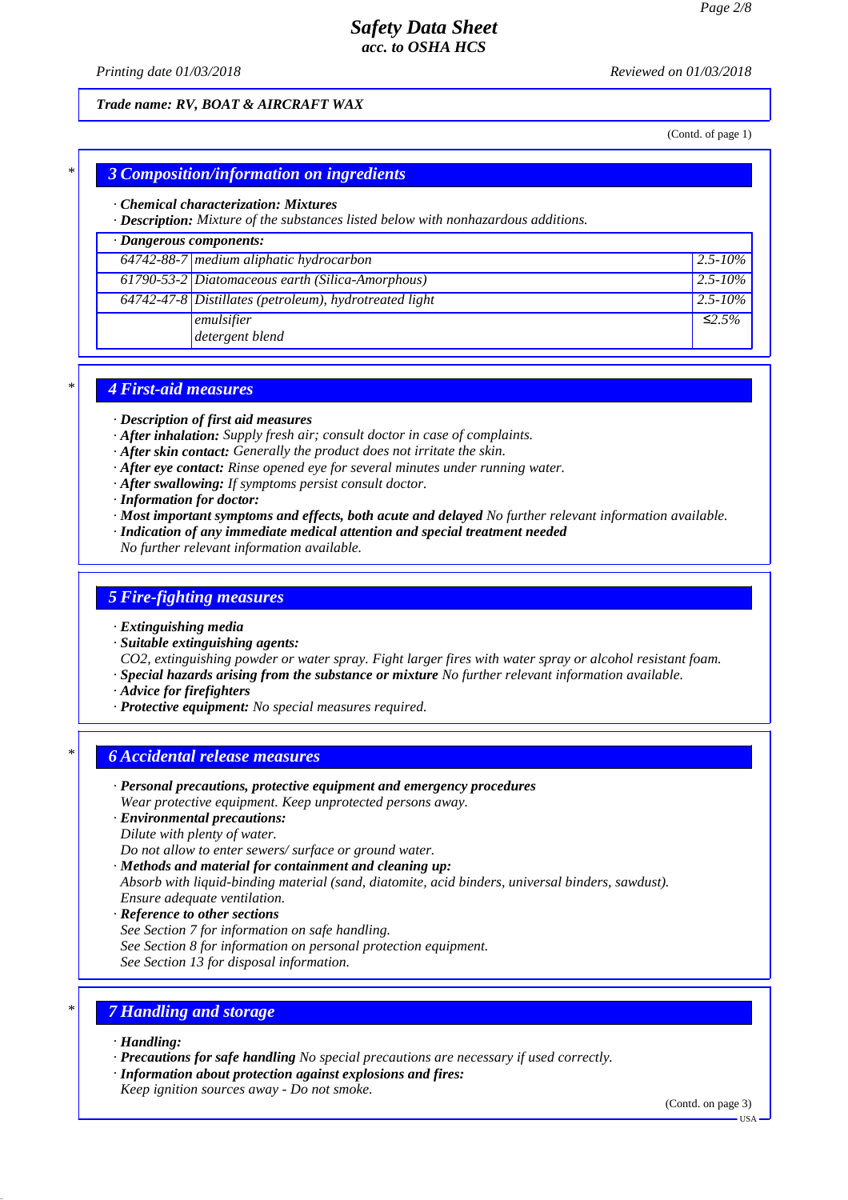*Trade name:* ***RV, BOAT & AIRCRAFT WAX***

(Contd. of page 1)

## 3 Composition/information on ingredients

· ***Chemical characterization: Mixtures***
· ***Description:*** *Mixture of the substances listed below with nonhazardous additions.*

| · Dangerous components: | | |
|---|---|---|
| 64742-88-7 | medium aliphatic hydrocarbon | 2.5-10% |
| 61790-53-2 | Diatomaceous earth (Silica-Amorphous) | 2.5-10% |
| 64742-47-8 | Distillates (petroleum), hydrotreated light | 2.5-10% |
| | emulsifier<br>detergent blend | ≤2.5% |

## 4 First-aid measures

· ***Description of first aid measures***
· ***After inhalation:*** *Supply fresh air; consult doctor in case of complaints.*
· ***After skin contact:*** *Generally the product does not irritate the skin.*
· ***After eye contact:*** *Rinse opened eye for several minutes under running water.*
· ***After swallowing:*** *If symptoms persist consult doctor.*
· ***Information for doctor:***
· ***Most important symptoms and effects, both acute and delayed*** *No further relevant information available.*
· ***Indication of any immediate medical attention and special treatment needed***
*No further relevant information available.*

## 5 Fire-fighting measures

· ***Extinguishing media***
· ***Suitable extinguishing agents:***
*CO2, extinguishing powder or water spray. Fight larger fires with water spray or alcohol resistant foam.*
· ***Special hazards arising from the substance or mixture*** *No further relevant information available.*
· ***Advice for firefighters***
· ***Protective equipment:*** *No special measures required.*

## 6 Accidental release measures

· ***Personal precautions, protective equipment and emergency procedures***
*Wear protective equipment. Keep unprotected persons away.*
· ***Environmental precautions:***
*Dilute with plenty of water.*
*Do not allow to enter sewers/ surface or ground water.*
· ***Methods and material for containment and cleaning up:***
*Absorb with liquid-binding material (sand, diatomite, acid binders, universal binders, sawdust).*
*Ensure adequate ventilation.*
· ***Reference to other sections***
*See Section 7 for information on safe handling.*
*See Section 8 for information on personal protection equipment.*
*See Section 13 for disposal information.*

## 7 Handling and storage

· ***Handling:***
· ***Precautions for safe handling*** *No special precautions are necessary if used correctly.*
· ***Information about protection against explosions and fires:***
*Keep ignition sources away - Do not smoke.*

(Contd. on page 3)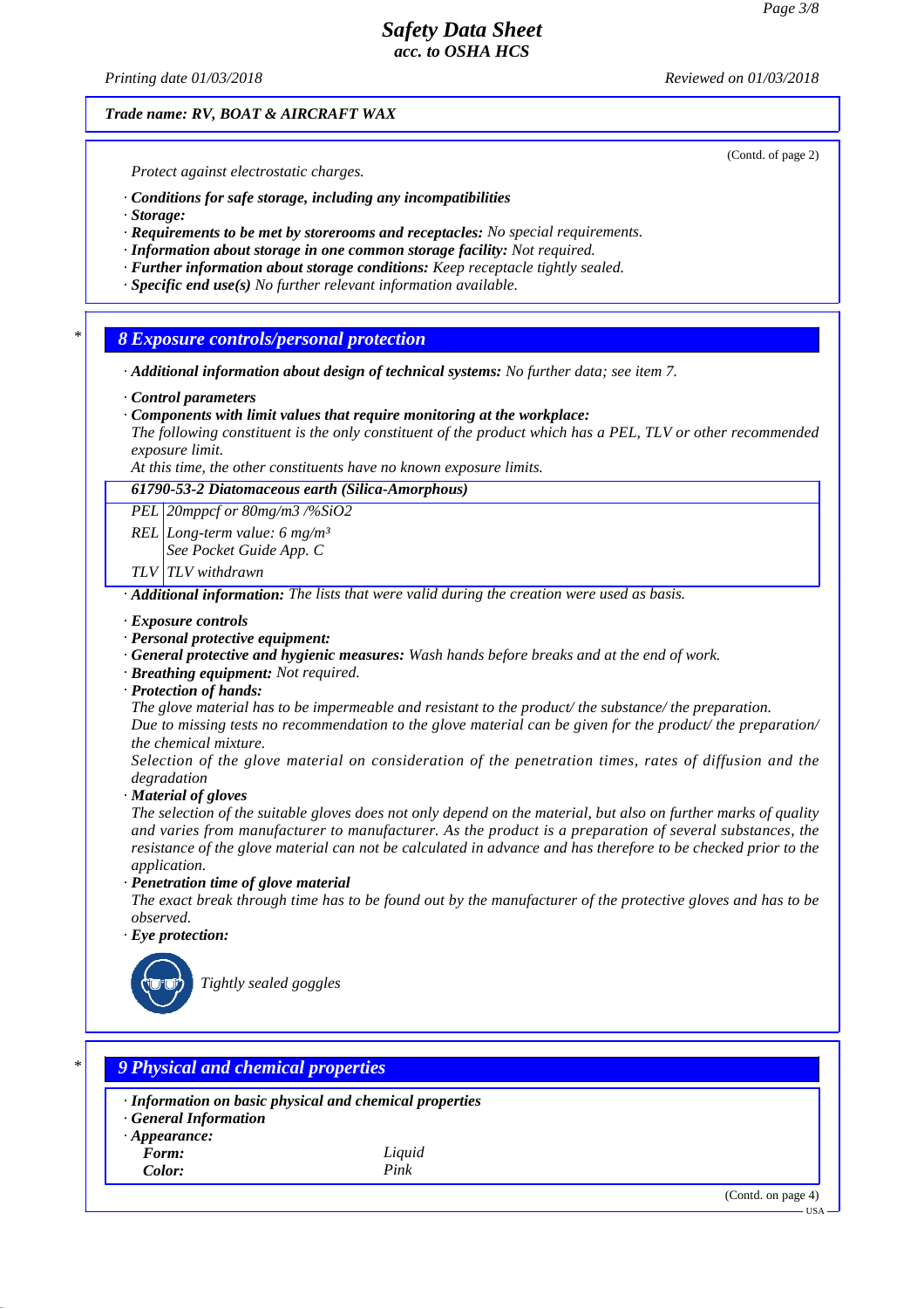Trade name: RV, BOAT & AIRCRAFT WAX

(Contd. of page 2)

Protect against electrostatic charges.

· **Conditions for safe storage, including any incompatibilities**
· **Storage:**
· **Requirements to be met by storerooms and receptacles:** No special requirements.
· **Information about storage in one common storage facility:** Not required.
· **Further information about storage conditions:** Keep receptacle tightly sealed.
· **Specific end use(s)** No further relevant information available.

## 8 Exposure controls/personal protection

· **Additional information about design of technical systems:** No further data; see item 7.

· **Control parameters**
· **Components with limit values that require monitoring at the workplace:**
The following constituent is the only constituent of the product which has a PEL, TLV or other recommended exposure limit.
At this time, the other constituents have no known exposure limits.

| 61790-53-2 Diatomaceous earth (Silica-Amorphous) | |
|---|---|
| PEL | 20mppcf or 80mg/m3 /%SiO2 |
| REL | Long-term value: 6 mg/m³<br>See Pocket Guide App. C |
| TLV | TLV withdrawn |

· **Additional information:** The lists that were valid during the creation were used as basis.

· **Exposure controls**
· **Personal protective equipment:**
· **General protective and hygienic measures:** Wash hands before breaks and at the end of work.
· **Breathing equipment:** Not required.
· **Protection of hands:**
The glove material has to be impermeable and resistant to the product/ the substance/ the preparation.
Due to missing tests no recommendation to the glove material can be given for the product/ the preparation/ the chemical mixture.
Selection of the glove material on consideration of the penetration times, rates of diffusion and the degradation
· **Material of gloves**
The selection of the suitable gloves does not only depend on the material, but also on further marks of quality and varies from manufacturer to manufacturer. As the product is a preparation of several substances, the resistance of the glove material can not be calculated in advance and has therefore to be checked prior to the application.
· **Penetration time of glove material**
The exact break through time has to be found out by the manufacturer of the protective gloves and has to be observed.
· **Eye protection:**

Tightly sealed goggles

## 9 Physical and chemical properties

· **Information on basic physical and chemical properties**
· **General Information**
· **Appearance:**

| | |
|---|---|
| **Form:** | Liquid |
| **Color:** | Pink |

(Contd. on page 4)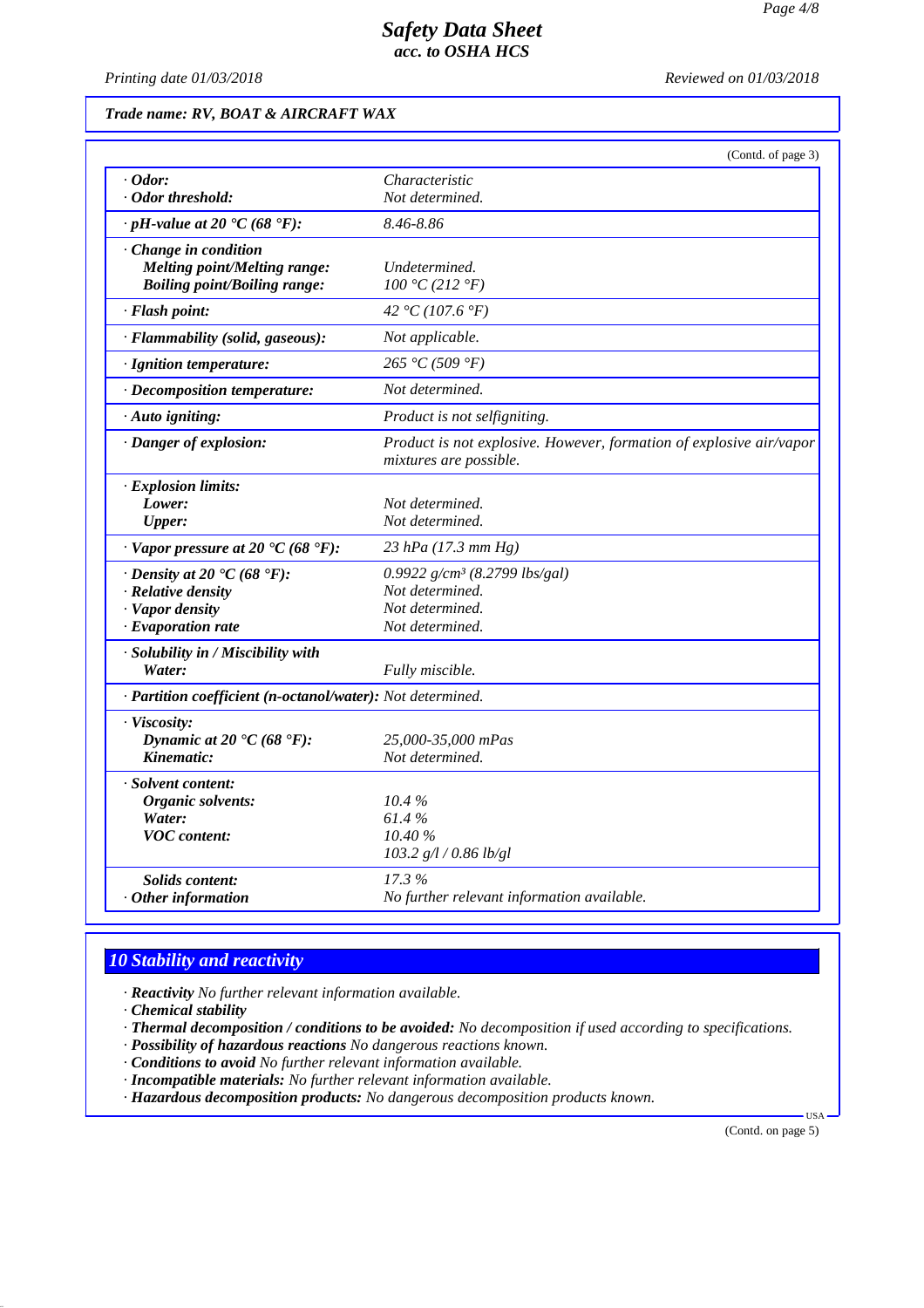Trade name: RV, BOAT & AIRCRAFT WAX

(Contd. of page 3)

| | |
|---|---|
| · **Odor:** | Characteristic |
| · **Odor threshold:** | Not determined. |
| · **pH-value at 20 °C (68 °F):** | 8.46-8.86 |
| · **Change in condition** | |
| **Melting point/Melting range:** | Undetermined. |
| **Boiling point/Boiling range:** | 100 °C (212 °F) |
| · **Flash point:** | 42 °C (107.6 °F) |
| · **Flammability (solid, gaseous):** | Not applicable. |
| · **Ignition temperature:** | 265 °C (509 °F) |
| · **Decomposition temperature:** | Not determined. |
| · **Auto igniting:** | Product is not selfigniting. |
| · **Danger of explosion:** | Product is not explosive. However, formation of explosive air/vapor mixtures are possible. |
| · **Explosion limits:** | |
| **Lower:** | Not determined. |
| **Upper:** | Not determined. |
| · **Vapor pressure at 20 °C (68 °F):** | 23 hPa (17.3 mm Hg) |
| · **Density at 20 °C (68 °F):** | 0.9922 g/cm³ (8.2799 lbs/gal) |
| · **Relative density** | Not determined. |
| · **Vapor density** | Not determined. |
| · **Evaporation rate** | Not determined. |
| · **Solubility in / Miscibility with** | |
| **Water:** | Fully miscible. |
| · **Partition coefficient (n-octanol/water):** | Not determined. |
| · **Viscosity:** | |
| **Dynamic at 20 °C (68 °F):** | 25,000-35,000 mPas |
| **Kinematic:** | Not determined. |
| · **Solvent content:** | |
| **Organic solvents:** | 10.4 % |
| **Water:** | 61.4 % |
| **VOC content:** | 10.40 % |
| | 103.2 g/l / 0.86 lb/gl |
| **Solids content:** | 17.3 % |
| · **Other information** | No further relevant information available. |

## 10 Stability and reactivity

- · **Reactivity** No further relevant information available.
- · **Chemical stability**
- · **Thermal decomposition / conditions to be avoided:** No decomposition if used according to specifications.
- · **Possibility of hazardous reactions** No dangerous reactions known.
- · **Conditions to avoid** No further relevant information available.
- · **Incompatible materials:** No further relevant information available.
- · **Hazardous decomposition products:** No dangerous decomposition products known.

(Contd. on page 5)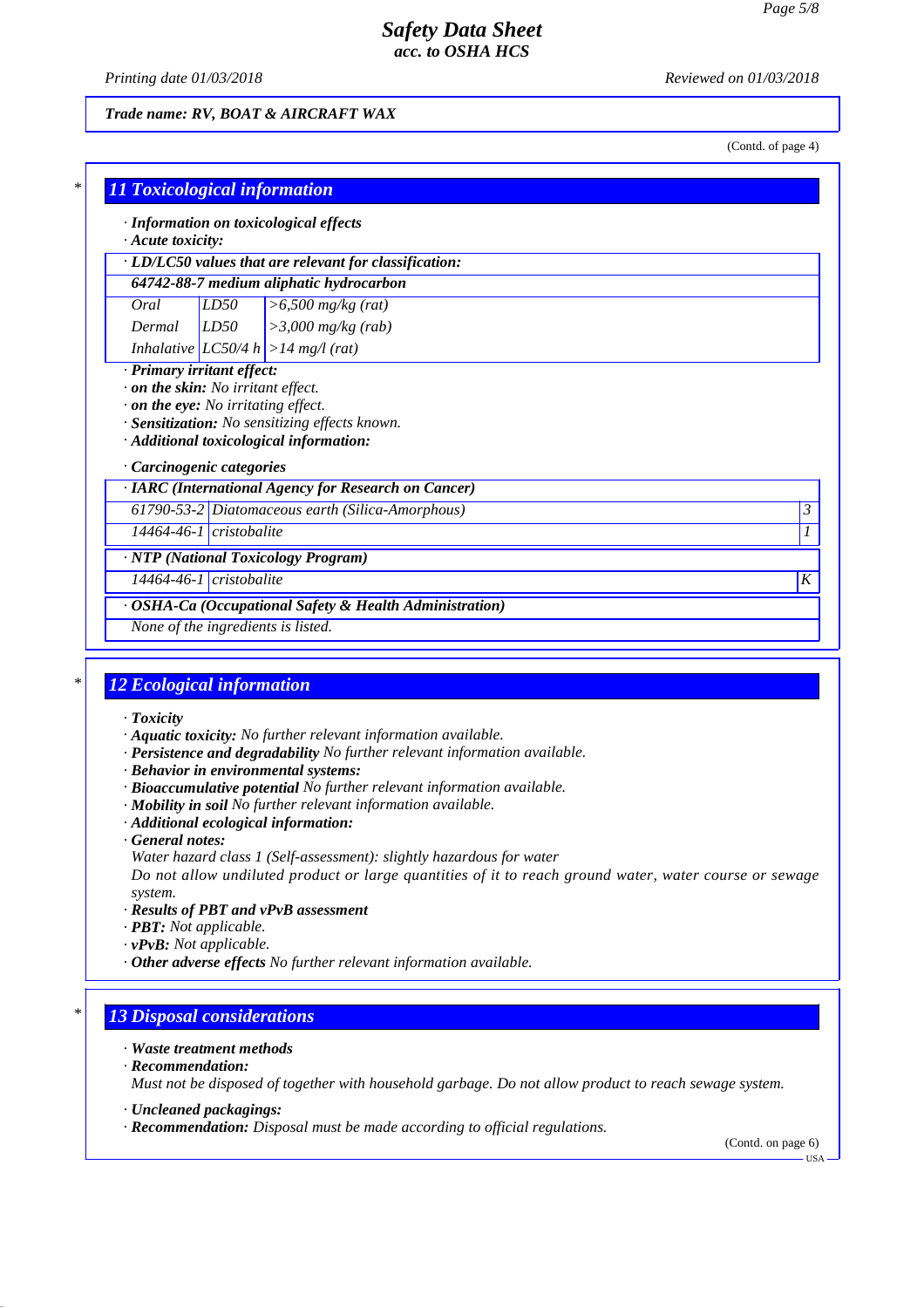*Safety Data Sheet*
*acc. to OSHA HCS*

*Printing date 01/03/2018* | *Reviewed on 01/03/2018*

***Trade name: RV, BOAT & AIRCRAFT WAX***

(Contd. of page 4)

## 11 Toxicological information

· ***Information on toxicological effects***
· ***Acute toxicity:***

| · LD/LC50 values that are relevant for classification: | | |
|---|---|---|
| **64742-88-7 medium aliphatic hydrocarbon** | | |
| Oral | LD50 | >6,500 mg/kg (rat) |
| Dermal | LD50 | >3,000 mg/kg (rab) |
| Inhalative | LC50/4 h | >14 mg/l (rat) |

· ***Primary irritant effect:***
· ***on the skin:*** *No irritant effect.*
· ***on the eye:*** *No irritating effect.*
· ***Sensitization:*** *No sensitizing effects known.*
· ***Additional toxicological information:***

· ***Carcinogenic categories***

| · IARC (International Agency for Research on Cancer) | | |
|---|---|---|
| 61790-53-2 | Diatomaceous earth (Silica-Amorphous) | 3 |
| 14464-46-1 | cristobalite | 1 |

| · NTP (National Toxicology Program) | | |
|---|---|---|
| 14464-46-1 | cristobalite | K |

| · OSHA-Ca (Occupational Safety & Health Administration) |
|---|
| None of the ingredients is listed. |

## 12 Ecological information

· ***Toxicity***
· ***Aquatic toxicity:*** *No further relevant information available.*
· ***Persistence and degradability*** *No further relevant information available.*
· ***Behavior in environmental systems:***
· ***Bioaccumulative potential*** *No further relevant information available.*
· ***Mobility in soil*** *No further relevant information available.*
· ***Additional ecological information:***
· ***General notes:***
*Water hazard class 1 (Self-assessment): slightly hazardous for water*
*Do not allow undiluted product or large quantities of it to reach ground water, water course or sewage system.*
· ***Results of PBT and vPvB assessment***
· ***PBT:*** *Not applicable.*
· ***vPvB:*** *Not applicable.*
· ***Other adverse effects*** *No further relevant information available.*

## 13 Disposal considerations

· ***Waste treatment methods***
· ***Recommendation:***
*Must not be disposed of together with household garbage. Do not allow product to reach sewage system.*

· ***Uncleaned packagings:***
· ***Recommendation:*** *Disposal must be made according to official regulations.*

(Contd. on page 6)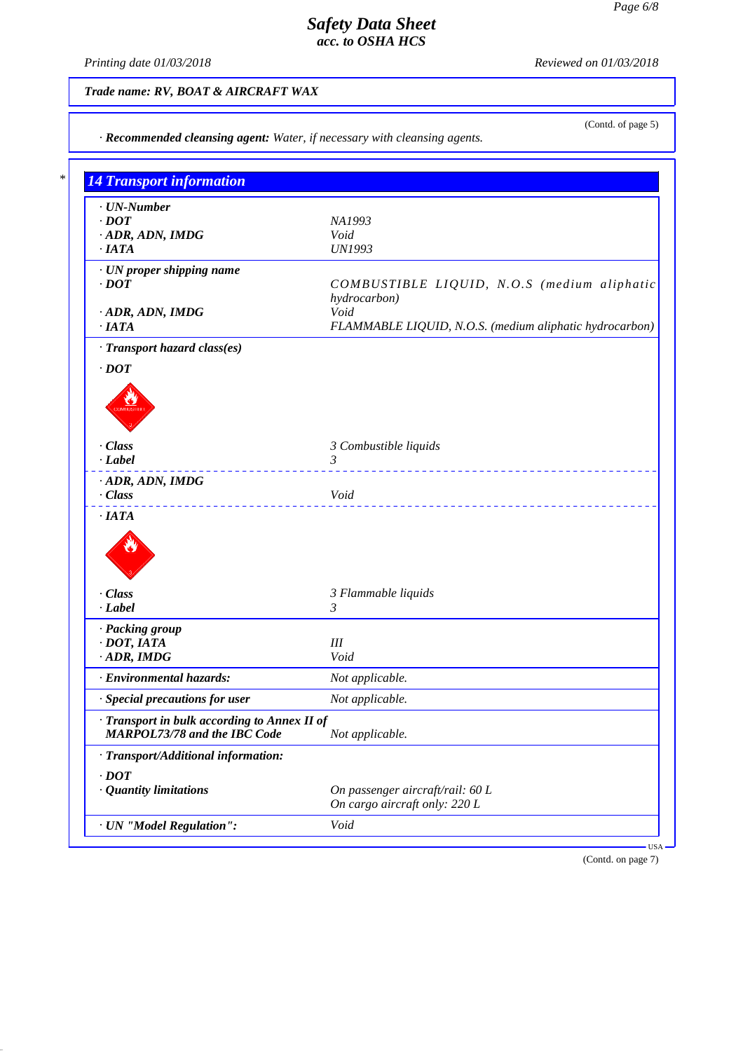**Trade name: RV, BOAT & AIRCRAFT WAX**

(Contd. of page 5)

· **Recommended cleansing agent:** *Water, if necessary with cleansing agents.*

## 14 Transport information

| | |
|---|---|
| **· UN-Number** | |
| **· DOT** | NA1993 |
| **· ADR, ADN, IMDG** | Void |
| **· IATA** | UN1993 |
| **· UN proper shipping name** | |
| **· DOT** | COMBUSTIBLE LIQUID, N.O.S (medium aliphatic hydrocarbon) |
| **· ADR, ADN, IMDG** | Void |
| **· IATA** | FLAMMABLE LIQUID, N.O.S. (medium aliphatic hydrocarbon) |
| **· Transport hazard class(es)** | |
| **· DOT** | |
| **· Class** | 3 Combustible liquids |
| **· Label** | 3 |
| **· ADR, ADN, IMDG** | |
| **· Class** | Void |
| **· IATA** | |
| **· Class** | 3 Flammable liquids |
| **· Label** | 3 |
| **· Packing group** | |
| **· DOT, IATA** | III |
| **· ADR, IMDG** | Void |
| **· Environmental hazards:** | Not applicable. |
| **· Special precautions for user** | Not applicable. |
| **· Transport in bulk according to Annex II of MARPOL73/78 and the IBC Code** | Not applicable. |
| **· Transport/Additional information:** | |
| **· DOT** | |
| **· Quantity limitations** | On passenger aircraft/rail: 60 L<br>On cargo aircraft only: 220 L |
| **· UN "Model Regulation":** | Void |

(Contd. on page 7)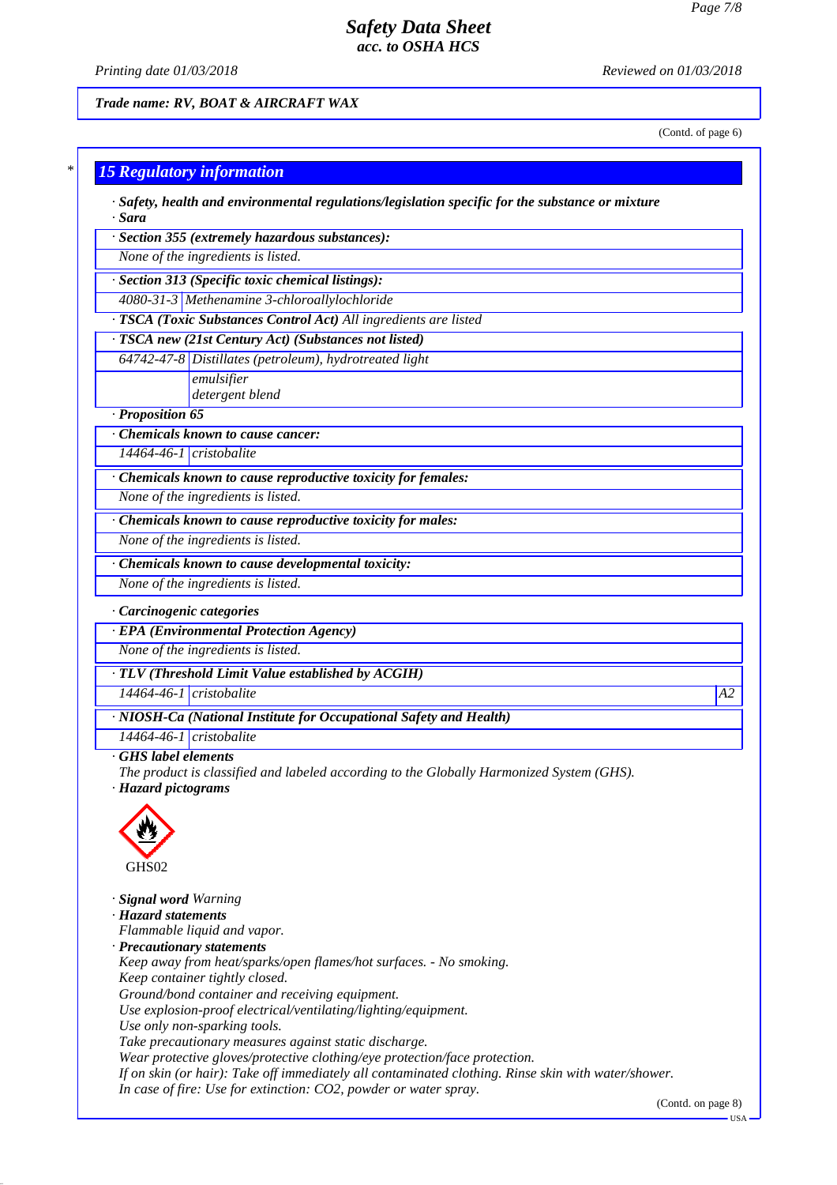*Trade name: RV, BOAT & AIRCRAFT WAX*

(Contd. of page 6)

## 15 Regulatory information

· **Safety, health and environmental regulations/legislation specific for the substance or mixture**
· **Sara**

· **Section 355 (extremely hazardous substances):**
None of the ingredients is listed.

· **Section 313 (Specific toxic chemical listings):**

| | |
|---|---|
| 4080-31-3 | Methenamine 3-chloroallylochloride |

· **TSCA (Toxic Substances Control Act)** All ingredients are listed

· **TSCA new (21st Century Act) (Substances not listed)**

| | |
|---|---|
| 64742-47-8 | Distillates (petroleum), hydrotreated light |
| | emulsifier |
| | detergent blend |

· **Proposition 65**

· **Chemicals known to cause cancer:**

| | |
|---|---|
| 14464-46-1 | cristobalite |

· **Chemicals known to cause reproductive toxicity for females:**
None of the ingredients is listed.

· **Chemicals known to cause reproductive toxicity for males:**
None of the ingredients is listed.

· **Chemicals known to cause developmental toxicity:**
None of the ingredients is listed.

· **Carcinogenic categories**

· **EPA (Environmental Protection Agency)**
None of the ingredients is listed.

· **TLV (Threshold Limit Value established by ACGIH)**

| | | |
|---|---|---|
| 14464-46-1 | cristobalite | A2 |

· **NIOSH-Ca (National Institute for Occupational Safety and Health)**

| | |
|---|---|
| 14464-46-1 | cristobalite |

· **GHS label elements**
The product is classified and labeled according to the Globally Harmonized System (GHS).
· **Hazard pictograms**

GHS02

· **Signal word** Warning
· **Hazard statements**
Flammable liquid and vapor.
· **Precautionary statements**
Keep away from heat/sparks/open flames/hot surfaces. - No smoking.
Keep container tightly closed.
Ground/bond container and receiving equipment.
Use explosion-proof electrical/ventilating/lighting/equipment.
Use only non-sparking tools.
Take precautionary measures against static discharge.
Wear protective gloves/protective clothing/eye protection/face protection.
If on skin (or hair): Take off immediately all contaminated clothing. Rinse skin with water/shower.
In case of fire: Use for extinction: $CO_2$, powder or water spray.

(Contd. on page 8)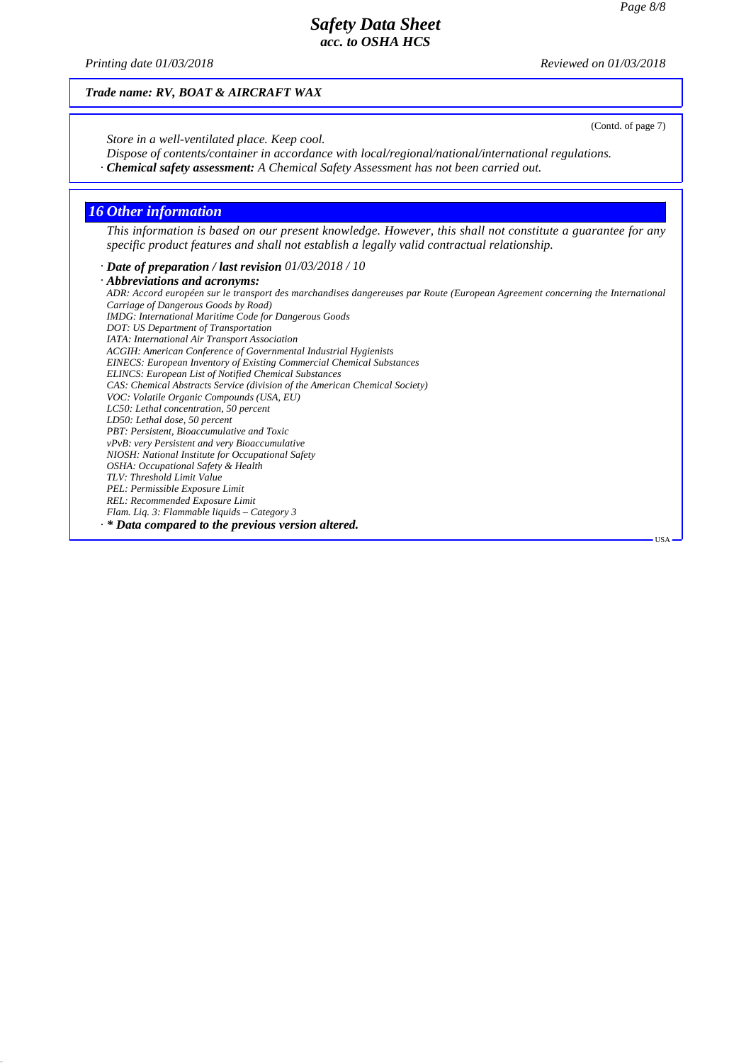**Trade name: RV, BOAT & AIRCRAFT WAX**

(Contd. of page 7)

*Store in a well-ventilated place. Keep cool.*
*Dispose of contents/container in accordance with local/regional/national/international regulations.*

· ***Chemical safety assessment:*** *A Chemical Safety Assessment has not been carried out.*

## 16 Other information

*This information is based on our present knowledge. However, this shall not constitute a guarantee for any specific product features and shall not establish a legally valid contractual relationship.*

· ***Date of preparation / last revision*** *01/03/2018 / 10*

· ***Abbreviations and acronyms:***

*ADR: Accord européen sur le transport des marchandises dangereuses par Route (European Agreement concerning the International Carriage of Dangerous Goods by Road)*
*IMDG: International Maritime Code for Dangerous Goods*
*DOT: US Department of Transportation*
*IATA: International Air Transport Association*
*ACGIH: American Conference of Governmental Industrial Hygienists*
*EINECS: European Inventory of Existing Commercial Chemical Substances*
*ELINCS: European List of Notified Chemical Substances*
*CAS: Chemical Abstracts Service (division of the American Chemical Society)*
*VOC: Volatile Organic Compounds (USA, EU)*
*LC50: Lethal concentration, 50 percent*
*LD50: Lethal dose, 50 percent*
*PBT: Persistent, Bioaccumulative and Toxic*
*vPvB: very Persistent and very Bioaccumulative*
*NIOSH: National Institute for Occupational Safety*
*OSHA: Occupational Safety & Health*
*TLV: Threshold Limit Value*
*PEL: Permissible Exposure Limit*
*REL: Recommended Exposure Limit*
*Flam. Liq. 3: Flammable liquids – Category 3*

· ***\* Data compared to the previous version altered.***

USA